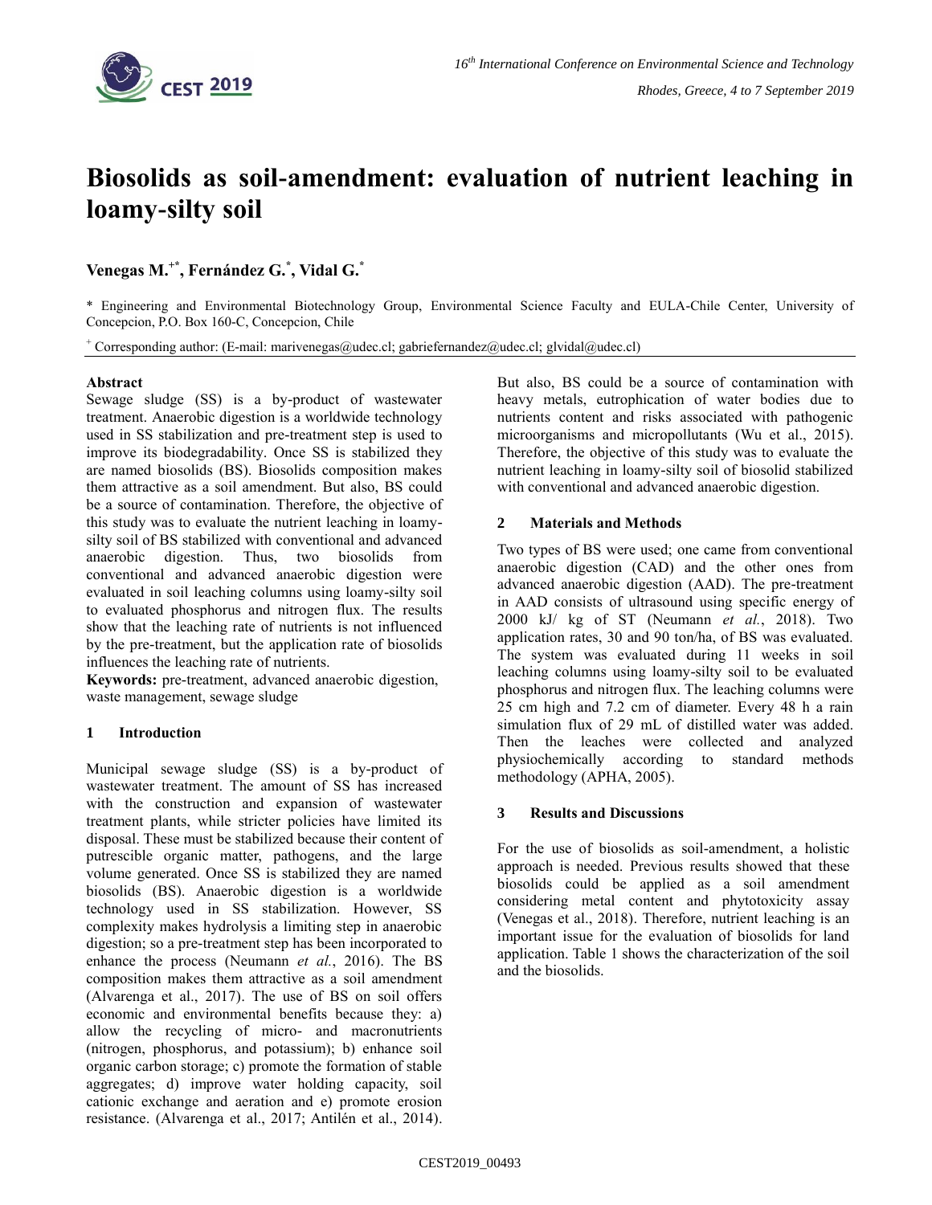# Biosolids as soil-amendment: evaluation of nutrient leaching in loamy-silty soil

**Venegas M.[+*], Fernández G.[*], Vidal G.[*]**

[*] Engineering and Environmental Biotechnology Group, Environmental Science Faculty and EULA-Chile Center, University of Concepcion, P.O. Box 160-C, Concepcion, Chile

[+] Corresponding author: (E-mail: marivenegas@udec.cl; gabriefernandez@udec.cl; glvidal@udec.cl)

**Abstract**

Sewage sludge (SS) is a by-product of wastewater treatment. Anaerobic digestion is a worldwide technology used in SS stabilization and pre-treatment step is used to improve its biodegradability. Once SS is stabilized they are named biosolids (BS). Biosolids composition makes them attractive as a soil amendment. But also, BS could be a source of contamination. Therefore, the objective of this study was to evaluate the nutrient leaching in loamy-silty soil of BS stabilized with conventional and advanced anaerobic digestion. Thus, two biosolids from conventional and advanced anaerobic digestion were evaluated in soil leaching columns using loamy-silty soil to evaluated phosphorus and nitrogen flux. The results show that the leaching rate of nutrients is not influenced by the pre-treatment, but the application rate of biosolids influences the leaching rate of nutrients.

**Keywords:** pre-treatment, advanced anaerobic digestion, waste management, sewage sludge

## 1 Introduction

Municipal sewage sludge (SS) is a by-product of wastewater treatment. The amount of SS has increased with the construction and expansion of wastewater treatment plants, while stricter policies have limited its disposal. These must be stabilized because their content of putrescible organic matter, pathogens, and the large volume generated. Once SS is stabilized they are named biosolids (BS). Anaerobic digestion is a worldwide technology used in SS stabilization. However, SS complexity makes hydrolysis a limiting step in anaerobic digestion; so a pre-treatment step has been incorporated to enhance the process (Neumann *et al.*, 2016). The BS composition makes them attractive as a soil amendment (Alvarenga et al., 2017). The use of BS on soil offers economic and environmental benefits because they: a) allow the recycling of micro- and macronutrients (nitrogen, phosphorus, and potassium); b) enhance soil organic carbon storage; c) promote the formation of stable aggregates; d) improve water holding capacity, soil cationic exchange and aeration and e) promote erosion resistance. (Alvarenga et al., 2017; Antilén et al., 2014). But also, BS could be a source of contamination with heavy metals, eutrophication of water bodies due to nutrients content and risks associated with pathogenic microorganisms and micropollutants (Wu et al., 2015). Therefore, the objective of this study was to evaluate the nutrient leaching in loamy-silty soil of biosolid stabilized with conventional and advanced anaerobic digestion.

## 2 Materials and Methods

Two types of BS were used; one came from conventional anaerobic digestion (CAD) and the other ones from advanced anaerobic digestion (AAD). The pre-treatment in AAD consists of ultrasound using specific energy of 2000 kJ/ kg of ST (Neumann *et al.*, 2018). Two application rates, 30 and 90 ton/ha, of BS was evaluated. The system was evaluated during 11 weeks in soil leaching columns using loamy-silty soil to be evaluated phosphorus and nitrogen flux. The leaching columns were 25 cm high and 7.2 cm of diameter. Every 48 h a rain simulation flux of 29 mL of distilled water was added. Then the leaches were collected and analyzed physiochemically according to standard methods methodology (APHA, 2005).

## 3 Results and Discussions

For the use of biosolids as soil-amendment, a holistic approach is needed. Previous results showed that these biosolids could be applied as a soil amendment considering metal content and phytotoxicity assay (Venegas et al., 2018). Therefore, nutrient leaching is an important issue for the evaluation of biosolids for land application. Table 1 shows the characterization of the soil and the biosolids.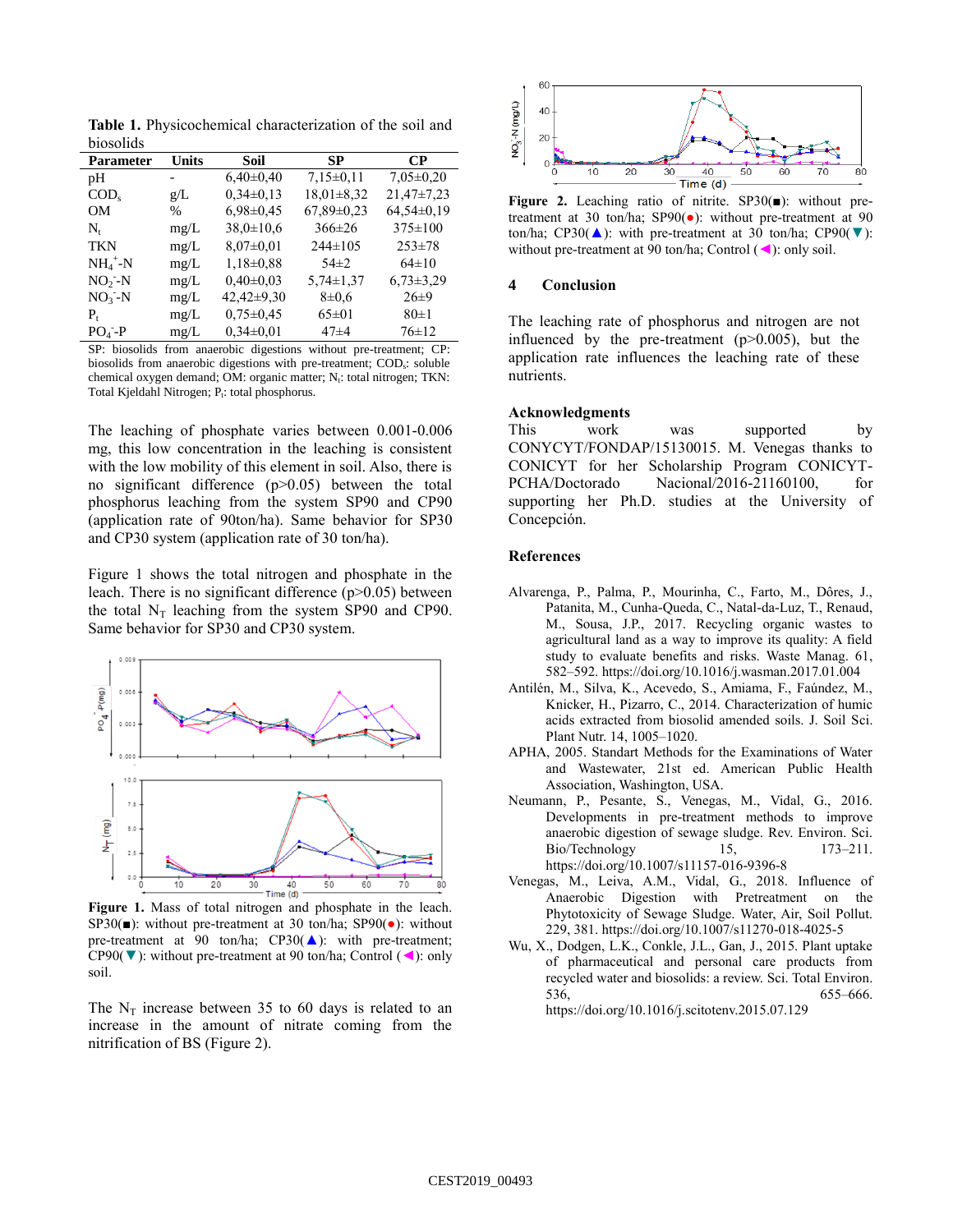**Table 1.** Physicochemical characterization of the soil and biosolids

| Parameter | Units | Soil | SP | CP |
|---|---|---|---|---|
| pH | - | 6,40±0,40 | 7,15±0,11 | 7,05±0,20 |
| $COD_s$ | g/L | 0,34±0,13 | 18,01±8,32 | 21,47±7,23 |
| OM | % | 6,98±0,45 | 67,89±0,23 | 64,54±0,19 |
| $N_t$ | mg/L | 38,0±10,6 | 366±26 | 375±100 |
| TKN | mg/L | 8,07±0,01 | 244±105 | 253±78 |
| $NH_4^+$-N | mg/L | 1,18±0,88 | 54±2 | 64±10 |
| $NO_2^-$-N | mg/L | 0,40±0,03 | 5,74±1,37 | 6,73±3,29 |
| $NO_3^-$-N | mg/L | 42,42±9,30 | 8±0,6 | 26±9 |
| $P_t$ | mg/L | 0,75±0,45 | 65±01 | 80±1 |
| $PO_4^-$-P | mg/L | 0,34±0,01 | 47±4 | 76±12 |

SP: biosolids from anaerobic digestions without pre-treatment; CP: biosolids from anaerobic digestions with pre-treatment; $COD_s$: soluble chemical oxygen demand; OM: organic matter; $N_t$: total nitrogen; TKN: Total Kjeldahl Nitrogen; $P_t$: total phosphorus.

The leaching of phosphate varies between 0.001-0.006 mg, this low concentration in the leaching is consistent with the low mobility of this element in soil. Also, there is no significant difference ($p>0.05$) between the total phosphorus leaching from the system SP90 and CP90 (application rate of 90ton/ha). Same behavior for SP30 and CP30 system (application rate of 30 ton/ha).

Figure 1 shows the total nitrogen and phosphate in the leach. There is no significant difference ($p>0.05$) between the total $N_T$ leaching from the system SP90 and CP90. Same behavior for SP30 and CP30 system.

**Figure 1.** Mass of total nitrogen and phosphate in the leach. SP30(■): without pre-treatment at 30 ton/ha; SP90(●): without pre-treatment at 90 ton/ha; CP30(▲): with pre-treatment; CP90(▼): without pre-treatment at 90 ton/ha; Control (◄): only soil.

The $N_T$ increase between 35 to 60 days is related to an increase in the amount of nitrate coming from the nitrification of BS (Figure 2).

**Figure 2.** Leaching ratio of nitrite. SP30(■): without pre-treatment at 30 ton/ha; SP90(●): without pre-treatment at 90 ton/ha; CP30(▲): with pre-treatment at 30 ton/ha; CP90(▼): without pre-treatment at 90 ton/ha; Control (◄): only soil.

## 4 Conclusion

The leaching rate of phosphorus and nitrogen are not influenced by the pre-treatment ($p>0.005$), but the application rate influences the leaching rate of these nutrients.

## Acknowledgments

This work was supported by CONYCYT/FONDAP/15130015. M. Venegas thanks to CONICYT for her Scholarship Program CONICYT-PCHA/Doctorado Nacional/2016-21160100, for supporting her Ph.D. studies at the University of Concepción.

## References

Alvarenga, P., Palma, P., Mourinha, C., Farto, M., Dôres, J., Patanita, M., Cunha-Queda, C., Natal-da-Luz, T., Renaud, M., Sousa, J.P., 2017. Recycling organic wastes to agricultural land as a way to improve its quality: A field study to evaluate benefits and risks. Waste Manag. 61, 582–592. https://doi.org/10.1016/j.wasman.2017.01.004

Antilén, M., Silva, K., Acevedo, S., Amiama, F., Faúndez, M., Knicker, H., Pizarro, C., 2014. Characterization of humic acids extracted from biosolid amended soils. J. Soil Sci. Plant Nutr. 14, 1005–1020.

APHA, 2005. Standart Methods for the Examinations of Water and Wastewater, 21st ed. American Public Health Association, Washington, USA.

Neumann, P., Pesante, S., Venegas, M., Vidal, G., 2016. Developments in pre-treatment methods to improve anaerobic digestion of sewage sludge. Rev. Environ. Sci. Bio/Technology 15, 173–211. https://doi.org/10.1007/s11157-016-9396-8

Venegas, M., Leiva, A.M., Vidal, G., 2018. Influence of Anaerobic Digestion with Pretreatment on the Phytotoxicity of Sewage Sludge. Water, Air, Soil Pollut. 229, 381. https://doi.org/10.1007/s11270-018-4025-5

Wu, X., Dodgen, L.K., Conkle, J.L., Gan, J., 2015. Plant uptake of pharmaceutical and personal care products from recycled water and biosolids: a review. Sci. Total Environ. 536, 655–666. https://doi.org/10.1016/j.scitotenv.2015.07.129